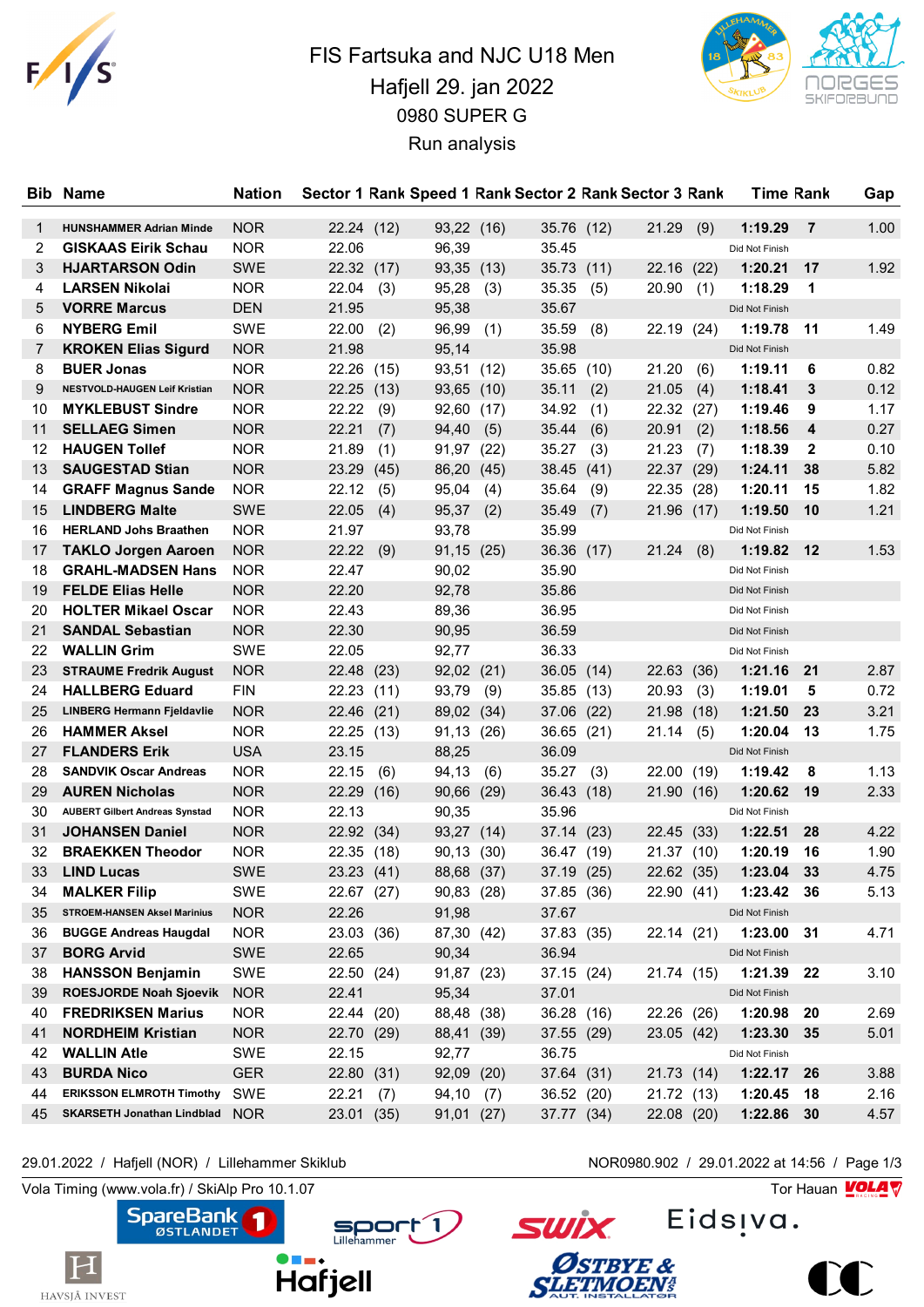# FIS Fartsuka and NJC U18 Men

## Hafjell 29. jan 2022

## 0980 SUPER G

## Run analysis

| Bib | Name | Nation | Sector 1 | Rank | Speed 1 | Rank | Sector 2 | Rank | Sector 3 | Rank | Time | Rank | Gap |
|---|---|---|---|---|---|---|---|---|---|---|---|---|---|
| 1 | HUNSHAMMER Adrian Minde | NOR | 22.24 | (12) | 93,22 | (16) | 35.76 | (12) | 21.29 | (9) | 1:19.29 | 7 | 1.00 |
| 2 | GISKAAS Eirik Schau | NOR | 22.06 | | 96,39 | | 35.45 | | | | Did Not Finish | | |
| 3 | HJARTARSON Odin | SWE | 22.32 | (17) | 93,35 | (13) | 35.73 | (11) | 22.16 | (22) | 1:20.21 | 17 | 1.92 |
| 4 | LARSEN Nikolai | NOR | 22.04 | (3) | 95,28 | (3) | 35.35 | (5) | 20.90 | (1) | 1:18.29 | 1 | |
| 5 | VORRE Marcus | DEN | 21.95 | | 95,38 | | 35.67 | | | | Did Not Finish | | |
| 6 | NYBERG Emil | SWE | 22.00 | (2) | 96,99 | (1) | 35.59 | (8) | 22.19 | (24) | 1:19.78 | 11 | 1.49 |
| 7 | KROKEN Elias Sigurd | NOR | 21.98 | | 95,14 | | 35.98 | | | | Did Not Finish | | |
| 8 | BUER Jonas | NOR | 22.26 | (15) | 93,51 | (12) | 35.65 | (10) | 21.20 | (6) | 1:19.11 | 6 | 0.82 |
| 9 | NESTVOLD-HAUGEN Leif Kristian | NOR | 22.25 | (13) | 93,65 | (10) | 35.11 | (2) | 21.05 | (4) | 1:18.41 | 3 | 0.12 |
| 10 | MYKLEBUST Sindre | NOR | 22.22 | (9) | 92,60 | (17) | 34.92 | (1) | 22.32 | (27) | 1:19.46 | 9 | 1.17 |
| 11 | SELLAEG Simen | NOR | 22.21 | (7) | 94,40 | (5) | 35.44 | (6) | 20.91 | (2) | 1:18.56 | 4 | 0.27 |
| 12 | HAUGEN Tollef | NOR | 21.89 | (1) | 91,97 | (22) | 35.27 | (3) | 21.23 | (7) | 1:18.39 | 2 | 0.10 |
| 13 | SAUGESTAD Stian | NOR | 23.29 | (45) | 86,20 | (45) | 38.45 | (41) | 22.37 | (29) | 1:24.11 | 38 | 5.82 |
| 14 | GRAFF Magnus Sande | NOR | 22.12 | (5) | 95,04 | (4) | 35.64 | (9) | 22.35 | (28) | 1:20.11 | 15 | 1.82 |
| 15 | LINDBERG Malte | SWE | 22.05 | (4) | 95,37 | (2) | 35.49 | (7) | 21.96 | (17) | 1:19.50 | 10 | 1.21 |
| 16 | HERLAND Johs Braathen | NOR | 21.97 | | 93,78 | | 35.99 | | | | Did Not Finish | | |
| 17 | TAKLO Jorgen Aaroen | NOR | 22.22 | (9) | 91,15 | (25) | 36.36 | (17) | 21.24 | (8) | 1:19.82 | 12 | 1.53 |
| 18 | GRAHL-MADSEN Hans | NOR | 22.47 | | 90,02 | | 35.90 | | | | Did Not Finish | | |
| 19 | FELDE Elias Helle | NOR | 22.20 | | 92,78 | | 35.86 | | | | Did Not Finish | | |
| 20 | HOLTER Mikael Oscar | NOR | 22.43 | | 89,36 | | 36.95 | | | | Did Not Finish | | |
| 21 | SANDAL Sebastian | NOR | 22.30 | | 90,95 | | 36.59 | | | | Did Not Finish | | |
| 22 | WALLIN Grim | SWE | 22.05 | | 92,77 | | 36.33 | | | | Did Not Finish | | |
| 23 | STRAUME Fredrik August | NOR | 22.48 | (23) | 92,02 | (21) | 36.05 | (14) | 22.63 | (36) | 1:21.16 | 21 | 2.87 |
| 24 | HALLBERG Eduard | FIN | 22.23 | (11) | 93,79 | (9) | 35.85 | (13) | 20.93 | (3) | 1:19.01 | 5 | 0.72 |
| 25 | LINBERG Hermann Fjeldavlie | NOR | 22.46 | (21) | 89,02 | (34) | 37.06 | (22) | 21.98 | (18) | 1:21.50 | 23 | 3.21 |
| 26 | HAMMER Aksel | NOR | 22.25 | (13) | 91,13 | (26) | 36.65 | (21) | 21.14 | (5) | 1:20.04 | 13 | 1.75 |
| 27 | FLANDERS Erik | USA | 23.15 | | 88,25 | | 36.09 | | | | Did Not Finish | | |
| 28 | SANDVIK Oscar Andreas | NOR | 22.15 | (6) | 94,13 | (6) | 35.27 | (3) | 22.00 | (19) | 1:19.42 | 8 | 1.13 |
| 29 | AUREN Nicholas | NOR | 22.29 | (16) | 90,66 | (29) | 36.43 | (18) | 21.90 | (16) | 1:20.62 | 19 | 2.33 |
| 30 | AUBERT Gilbert Andreas Synstad | NOR | 22.13 | | 90,35 | | 35.96 | | | | Did Not Finish | | |
| 31 | JOHANSEN Daniel | NOR | 22.92 | (34) | 93,27 | (14) | 37.14 | (23) | 22.45 | (33) | 1:22.51 | 28 | 4.22 |
| 32 | BRAEKKEN Theodor | NOR | 22.35 | (18) | 90,13 | (30) | 36.47 | (19) | 21.37 | (10) | 1:20.19 | 16 | 1.90 |
| 33 | LIND Lucas | SWE | 23.23 | (41) | 88,68 | (37) | 37.19 | (25) | 22.62 | (35) | 1:23.04 | 33 | 4.75 |
| 34 | MALKER Filip | SWE | 22.67 | (27) | 90,83 | (28) | 37.85 | (36) | 22.90 | (41) | 1:23.42 | 36 | 5.13 |
| 35 | STROEM-HANSEN Aksel Marinius | NOR | 22.26 | | 91,98 | | 37.67 | | | | Did Not Finish | | |
| 36 | BUGGE Andreas Haugdal | NOR | 23.03 | (36) | 87,30 | (42) | 37.83 | (35) | 22.14 | (21) | 1:23.00 | 31 | 4.71 |
| 37 | BORG Arvid | SWE | 22.65 | | 90,34 | | 36.94 | | | | Did Not Finish | | |
| 38 | HANSSON Benjamin | SWE | 22.50 | (24) | 91,87 | (23) | 37.15 | (24) | 21.74 | (15) | 1:21.39 | 22 | 3.10 |
| 39 | ROESJORDE Noah Sjoevik | NOR | 22.41 | | 95,34 | | 37.01 | | | | Did Not Finish | | |
| 40 | FREDRIKSEN Marius | NOR | 22.44 | (20) | 88,48 | (38) | 36.28 | (16) | 22.26 | (26) | 1:20.98 | 20 | 2.69 |
| 41 | NORDHEIM Kristian | NOR | 22.70 | (29) | 88,41 | (39) | 37.55 | (29) | 23.05 | (42) | 1:23.30 | 35 | 5.01 |
| 42 | WALLIN Atle | SWE | 22.15 | | 92,77 | | 36.75 | | | | Did Not Finish | | |
| 43 | BURDA Nico | GER | 22.80 | (31) | 92,09 | (20) | 37.64 | (31) | 21.73 | (14) | 1:22.17 | 26 | 3.88 |
| 44 | ERIKSSON ELMROTH Timothy | SWE | 22.21 | (7) | 94,10 | (7) | 36.52 | (20) | 21.72 | (13) | 1:20.45 | 18 | 2.16 |
| 45 | SKARSETH Jonathan Lindblad | NOR | 23.01 | (35) | 91,01 | (27) | 37.77 | (34) | 22.08 | (20) | 1:22.86 | 30 | 4.57 |

29.01.2022 / Hafjell (NOR) / Lillehammer Skiklub — NOR0980.902 / 29.01.2022 at 14:56

Vola Timing (www.vola.fr) / SkiAlp Pro 10.1.07 — Tor Hauan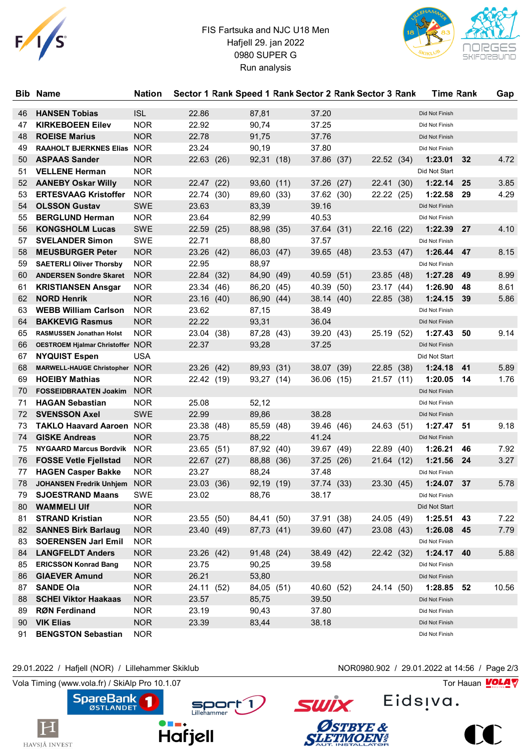FIS Fartsuka and NJC U18 Men
Hafjell 29. jan 2022
0980 SUPER G
Run analysis

| Bib | Name | Nation | Sector 1 | Rank | Speed 1 | Rank | Sector 2 | Rank | Sector 3 | Rank | Time | Rank | Gap |
|---|---|---|---|---|---|---|---|---|---|---|---|---|---|
| 46 | HANSEN Tobias | ISL | 22.86 | | 87,81 | | 37.20 | | | | Did Not Finish | | |
| 47 | KIRKEBOEEN Eilev | NOR | 22.92 | | 90,74 | | 37.25 | | | | Did Not Finish | | |
| 48 | ROEISE Marius | NOR | 22.78 | | 91,75 | | 37.76 | | | | Did Not Finish | | |
| 49 | RAAHOLT BJERKNES Elias | NOR | 23.24 | | 90,19 | | 37.80 | | | | Did Not Finish | | |
| 50 | ASPAAS Sander | NOR | 22.63 | (26) | 92,31 | (18) | 37.86 | (37) | 22.52 | (34) | 1:23.01 | 32 | 4.72 |
| 51 | VELLENE Herman | NOR | | | | | | | | | Did Not Start | | |
| 52 | AANEBY Oskar Willy | NOR | 22.47 | (22) | 93,60 | (11) | 37.26 | (27) | 22.41 | (30) | 1:22.14 | 25 | 3.85 |
| 53 | ERTESVAAG Kristoffer | NOR | 22.74 | (30) | 89,60 | (33) | 37.62 | (30) | 22.22 | (25) | 1:22.58 | 29 | 4.29 |
| 54 | OLSSON Gustav | SWE | 23.63 | | 83,39 | | 39.16 | | | | Did Not Finish | | |
| 55 | BERGLUND Herman | NOR | 23.64 | | 82,99 | | 40.53 | | | | Did Not Finish | | |
| 56 | KONGSHOLM Lucas | SWE | 22.59 | (25) | 88,98 | (35) | 37.64 | (31) | 22.16 | (22) | 1:22.39 | 27 | 4.10 |
| 57 | SVELANDER Simon | SWE | 22.71 | | 88,80 | | 37.57 | | | | Did Not Finish | | |
| 58 | MEUSBURGER Peter | NOR | 23.26 | (42) | 86,03 | (47) | 39.65 | (48) | 23.53 | (47) | 1:26.44 | 47 | 8.15 |
| 59 | SAETERLI Oliver Thorsby | NOR | 22.95 | | 88,97 | | | | | | Did Not Finish | | |
| 60 | ANDERSEN Sondre Skaret | NOR | 22.84 | (32) | 84,90 | (49) | 40.59 | (51) | 23.85 | (48) | 1:27.28 | 49 | 8.99 |
| 61 | KRISTIANSEN Ansgar | NOR | 23.34 | (46) | 86,20 | (45) | 40.39 | (50) | 23.17 | (44) | 1:26.90 | 48 | 8.61 |
| 62 | NORD Henrik | NOR | 23.16 | (40) | 86,90 | (44) | 38.14 | (40) | 22.85 | (38) | 1:24.15 | 39 | 5.86 |
| 63 | WEBB William Carlson | NOR | 23.62 | | 87,15 | | 38.49 | | | | Did Not Finish | | |
| 64 | BAKKEVIG Rasmus | NOR | 22.22 | | 93,31 | | 36.04 | | | | Did Not Finish | | |
| 65 | RASMUSSEN Jonathan Holst | NOR | 23.04 | (38) | 87,28 | (43) | 39.20 | (43) | 25.19 | (52) | 1:27.43 | 50 | 9.14 |
| 66 | OESTROEM Hjalmar Christoffer | NOR | 22.37 | | 93,28 | | 37.25 | | | | Did Not Finish | | |
| 67 | NYQUIST Espen | USA | | | | | | | | | Did Not Start | | |
| 68 | MARWELL-HAUGE Christopher | NOR | 23.26 | (42) | 89,93 | (31) | 38.07 | (39) | 22.85 | (38) | 1:24.18 | 41 | 5.89 |
| 69 | HOEIBY Mathias | NOR | 22.42 | (19) | 93,27 | (14) | 36.06 | (15) | 21.57 | (11) | 1:20.05 | 14 | 1.76 |
| 70 | FOSSEIDBRAATEN Joakim | NOR | | | | | | | | | Did Not Finish | | |
| 71 | HAGAN Sebastian | NOR | 25.08 | | 52,12 | | | | | | Did Not Finish | | |
| 72 | SVENSSON Axel | SWE | 22.99 | | 89,86 | | 38.28 | | | | Did Not Finish | | |
| 73 | TAKLO Haavard Aaroen | NOR | 23.38 | (48) | 85,59 | (48) | 39.46 | (46) | 24.63 | (51) | 1:27.47 | 51 | 9.18 |
| 74 | GISKE Andreas | NOR | 23.75 | | 88,22 | | 41.24 | | | | Did Not Finish | | |
| 75 | NYGAARD Marcus Bordvik | NOR | 23.65 | (51) | 87,92 | (40) | 39.67 | (49) | 22.89 | (40) | 1:26.21 | 46 | 7.92 |
| 76 | FOSSE Vetle Fjellstad | NOR | 22.67 | (27) | 88,88 | (36) | 37.25 | (26) | 21.64 | (12) | 1:21.56 | 24 | 3.27 |
| 77 | HAGEN Casper Bakke | NOR | 23.27 | | 88,24 | | 37.48 | | | | Did Not Finish | | |
| 78 | JOHANSEN Fredrik Unhjem | NOR | 23.03 | (36) | 92,19 | (19) | 37.74 | (33) | 23.30 | (45) | 1:24.07 | 37 | 5.78 |
| 79 | SJOESTRAND Maans | SWE | 23.02 | | 88,76 | | 38.17 | | | | Did Not Finish | | |
| 80 | WAMMELI Ulf | NOR | | | | | | | | | Did Not Start | | |
| 81 | STRAND Kristian | NOR | 23.55 | (50) | 84,41 | (50) | 37.91 | (38) | 24.05 | (49) | 1:25.51 | 43 | 7.22 |
| 82 | SANNES Birk Barlaug | NOR | 23.40 | (49) | 87,73 | (41) | 39.60 | (47) | 23.08 | (43) | 1:26.08 | 45 | 7.79 |
| 83 | SOERENSEN Jarl Emil | NOR | | | | | | | | | Did Not Finish | | |
| 84 | LANGFELDT Anders | NOR | 23.26 | (42) | 91,48 | (24) | 38.49 | (42) | 22.42 | (32) | 1:24.17 | 40 | 5.88 |
| 85 | ERICSSON Konrad Bang | NOR | 23.75 | | 90,25 | | 39.58 | | | | Did Not Finish | | |
| 86 | GIAEVER Amund | NOR | 26.21 | | 53,80 | | | | | | Did Not Finish | | |
| 87 | SANDE Ola | NOR | 24.11 | (52) | 84,05 | (51) | 40.60 | (52) | 24.14 | (50) | 1:28.85 | 52 | 10.56 |
| 88 | SCHEI Viktor Haakaas | NOR | 23.57 | | 85,75 | | 39.50 | | | | Did Not Finish | | |
| 89 | RØN Ferdinand | NOR | 23.19 | | 90,43 | | 37.80 | | | | Did Not Finish | | |
| 90 | VIK Elias | NOR | 23.39 | | 83,44 | | 38.18 | | | | Did Not Finish | | |
| 91 | BENGSTON Sebastian | NOR | | | | | | | | | Did Not Finish | | |

29.01.2022 / Hafjell (NOR) / Lillehammer Skiklub — NOR0980.902 / 29.01.2022 at 14:56

Vola Timing (www.vola.fr) / SkiAlp Pro 10.1.07 — Tor Hauan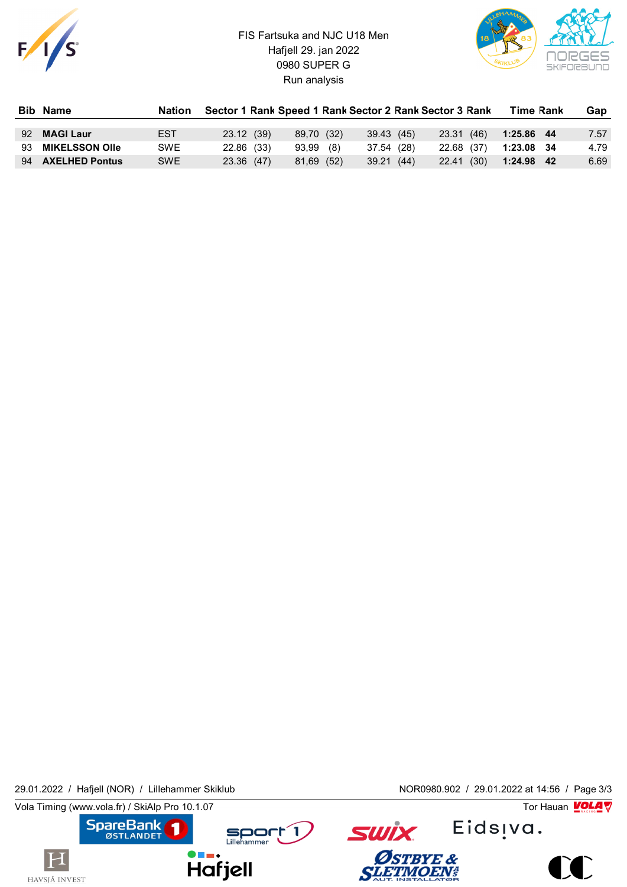FIS Fartsuka and NJC U18 Men

Hafjell 29. jan 2022

0980 SUPER G

Run analysis

| Bib | Name | Nation | Sector 1 | Rank | Speed 1 | Rank | Sector 2 | Rank | Sector 3 | Rank | Time | Rank | Gap |
|---|---|---|---|---|---|---|---|---|---|---|---|---|---|
| 92 | **MAGI Laur** | EST | 23.12 | (39) | 89,70 | (32) | 39.43 | (45) | 23.31 | (46) | **1:25.86** | **44** | 7.57 |
| 93 | **MIKELSSON Olle** | SWE | 22.86 | (33) | 93,99 | (8) | 37.54 | (28) | 22.68 | (37) | **1:23.08** | **34** | 4.79 |
| 94 | **AXELHED Pontus** | SWE | 23.36 | (47) | 81,69 | (52) | 39.21 | (44) | 22.41 | (30) | **1:24.98** | **42** | 6.69 |

29.01.2022 / Hafjell (NOR) / Lillehammer Skiklub

NOR0980.902 / 29.01.2022 at 14:56

Vola Timing (www.vola.fr) / SkiAlp Pro 10.1.07

Tor Hauan